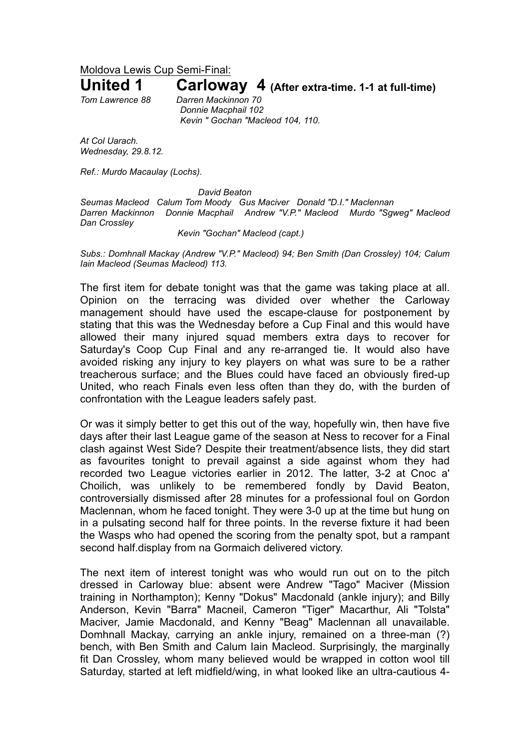Moldova Lewis Cup Semi-Final:

# United 1 Carloway 4 (After extra-time. 1-1 at full-time)

*Tom Lawrence 88* *Darren Mackinnon 70*
*Donnie Macphail 102*
*Kevin " Gochan "Macleod 104, 110.*

*At Col Uarach.*
*Wednesday, 29.8.12.*

*Ref.: Murdo Macaulay (Lochs).*

*David Beaton*
*Seumas Macleod Calum Tom Moody Gus Maciver Donald "D.I." Maclennan*
*Darren Mackinnon Donnie Macphail Andrew "V.P." Macleod Murdo "Sgweg" Macleod*
*Dan Crossley*
*Kevin "Gochan" Macleod (capt.)*

*Subs.: Domhnall Mackay (Andrew "V.P." Macleod) 94; Ben Smith (Dan Crossley) 104; Calum Iain Macleod (Seumas Macleod) 113.*

The first item for debate tonight was that the game was taking place at all. Opinion on the terracing was divided over whether the Carloway management should have used the escape-clause for postponement by stating that this was the Wednesday before a Cup Final and this would have allowed their many injured squad members extra days to recover for Saturday's Coop Cup Final and any re-arranged tie. It would also have avoided risking any injury to key players on what was sure to be a rather treacherous surface; and the Blues could have faced an obviously fired-up United, who reach Finals even less often than they do, with the burden of confrontation with the League leaders safely past.

Or was it simply better to get this out of the way, hopefully win, then have five days after their last League game of the season at Ness to recover for a Final clash against West Side? Despite their treatment/absence lists, they did start as favourites tonight to prevail against a side against whom they had recorded two League victories earlier in 2012. The latter, 3-2 at Cnoc a' Choilich, was unlikely to be remembered fondly by David Beaton, controversially dismissed after 28 minutes for a professional foul on Gordon Maclennan, whom he faced tonight. They were 3-0 up at the time but hung on in a pulsating second half for three points. In the reverse fixture it had been the Wasps who had opened the scoring from the penalty spot, but a rampant second half.display from na Gormaich delivered victory.

The next item of interest tonight was who would run out on to the pitch dressed in Carloway blue: absent were Andrew "Tago" Maciver (Mission training in Northampton); Kenny "Dokus" Macdonald (ankle injury); and Billy Anderson, Kevin "Barra" Macneil, Cameron "Tiger" Macarthur, Ali "Tolsta" Maciver, Jamie Macdonald, and Kenny "Beag" Maclennan all unavailable. Domhnall Mackay, carrying an ankle injury, remained on a three-man (?) bench, with Ben Smith and Calum Iain Macleod. Surprisingly, the marginally fit Dan Crossley, whom many believed would be wrapped in cotton wool till Saturday, started at left midfield/wing, in what looked like an ultra-cautious 4-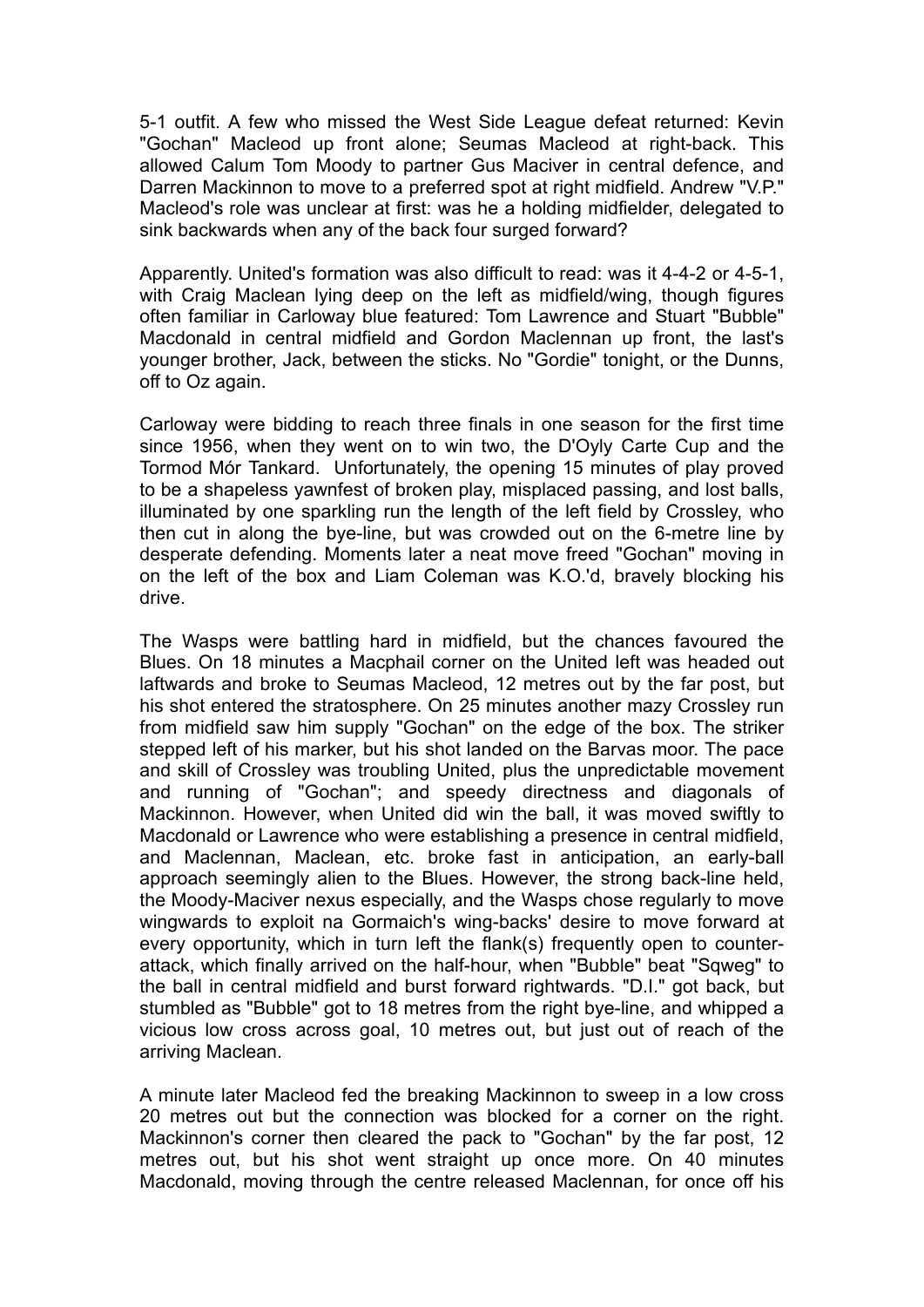5-1 outfit. A few who missed the West Side League defeat returned: Kevin "Gochan" Macleod up front alone; Seumas Macleod at right-back. This allowed Calum Tom Moody to partner Gus Maciver in central defence, and Darren Mackinnon to move to a preferred spot at right midfield. Andrew "V.P." Macleod's role was unclear at first: was he a holding midfielder, delegated to sink backwards when any of the back four surged forward?

Apparently. United's formation was also difficult to read: was it 4-4-2 or 4-5-1, with Craig Maclean lying deep on the left as midfield/wing, though figures often familiar in Carloway blue featured: Tom Lawrence and Stuart "Bubble" Macdonald in central midfield and Gordon Maclennan up front, the last's younger brother, Jack, between the sticks. No "Gordie" tonight, or the Dunns, off to Oz again.

Carloway were bidding to reach three finals in one season for the first time since 1956, when they went on to win two, the D'Oyly Carte Cup and the Tormod Mór Tankard. Unfortunately, the opening 15 minutes of play proved to be a shapeless yawnfest of broken play, misplaced passing, and lost balls, illuminated by one sparkling run the length of the left field by Crossley, who then cut in along the bye-line, but was crowded out on the 6-metre line by desperate defending. Moments later a neat move freed "Gochan" moving in on the left of the box and Liam Coleman was K.O.'d, bravely blocking his drive.

The Wasps were battling hard in midfield, but the chances favoured the Blues. On 18 minutes a Macphail corner on the United left was headed out laftwards and broke to Seumas Macleod, 12 metres out by the far post, but his shot entered the stratosphere. On 25 minutes another mazy Crossley run from midfield saw him supply "Gochan" on the edge of the box. The striker stepped left of his marker, but his shot landed on the Barvas moor. The pace and skill of Crossley was troubling United, plus the unpredictable movement and running of "Gochan"; and speedy directness and diagonals of Mackinnon. However, when United did win the ball, it was moved swiftly to Macdonald or Lawrence who were establishing a presence in central midfield, and Maclennan, Maclean, etc. broke fast in anticipation, an early-ball approach seemingly alien to the Blues. However, the strong back-line held, the Moody-Maciver nexus especially, and the Wasps chose regularly to move wingwards to exploit na Gormaich's wing-backs' desire to move forward at every opportunity, which in turn left the flank(s) frequently open to counter-attack, which finally arrived on the half-hour, when "Bubble" beat "Sqweg" to the ball in central midfield and burst forward rightwards. "D.I." got back, but stumbled as "Bubble" got to 18 metres from the right bye-line, and whipped a vicious low cross across goal, 10 metres out, but just out of reach of the arriving Maclean.

A minute later Macleod fed the breaking Mackinnon to sweep in a low cross 20 metres out but the connection was blocked for a corner on the right. Mackinnon's corner then cleared the pack to "Gochan" by the far post, 12 metres out, but his shot went straight up once more. On 40 minutes Macdonald, moving through the centre released Maclennan, for once off his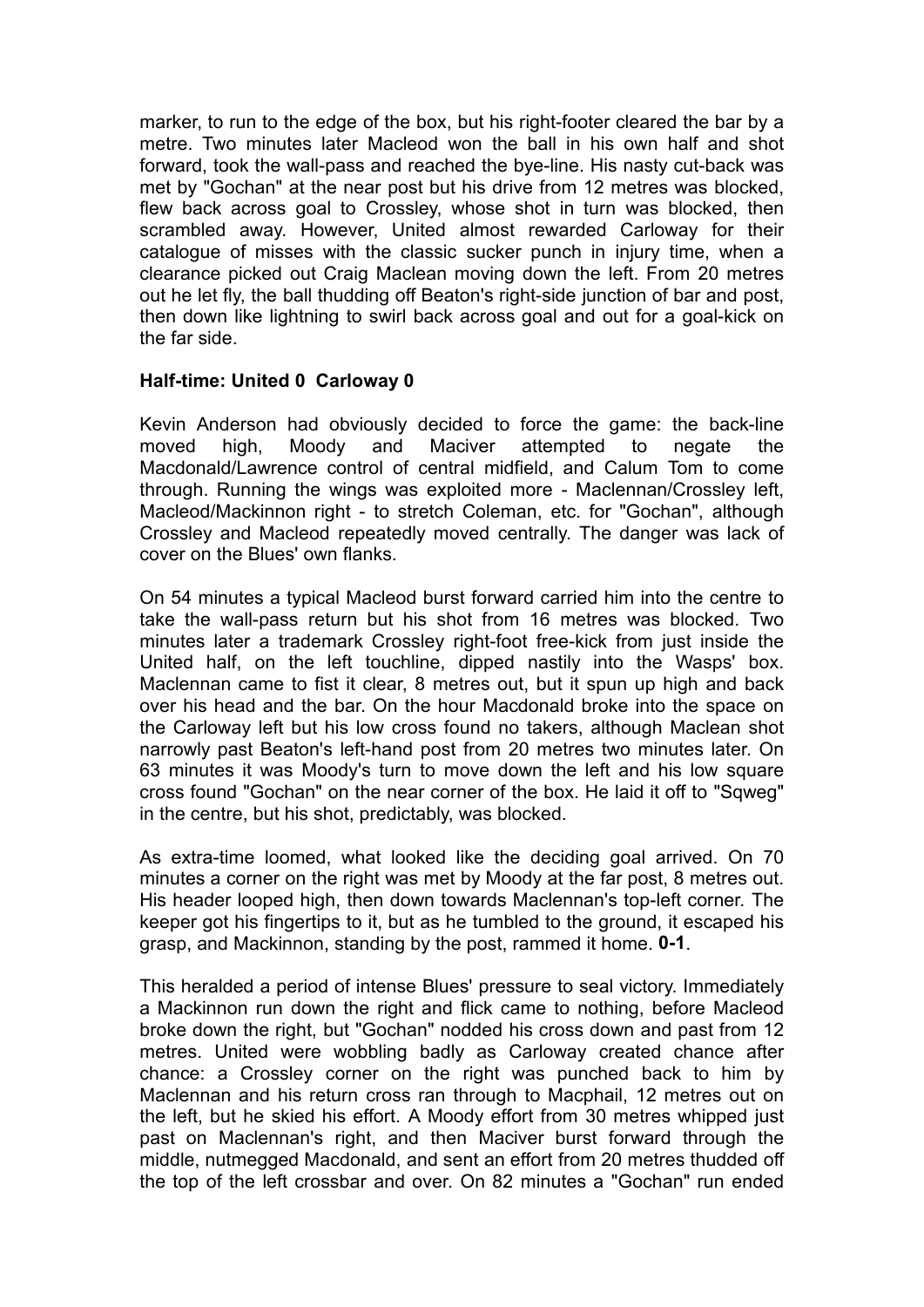marker, to run to the edge of the box, but his right-footer cleared the bar by a metre. Two minutes later Macleod won the ball in his own half and shot forward, took the wall-pass and reached the bye-line. His nasty cut-back was met by "Gochan" at the near post but his drive from 12 metres was blocked, flew back across goal to Crossley, whose shot in turn was blocked, then scrambled away. However, United almost rewarded Carloway for their catalogue of misses with the classic sucker punch in injury time, when a clearance picked out Craig Maclean moving down the left. From 20 metres out he let fly, the ball thudding off Beaton's right-side junction of bar and post, then down like lightning to swirl back across goal and out for a goal-kick on the far side.

**Half-time: United 0 Carloway 0**

Kevin Anderson had obviously decided to force the game: the back-line moved high, Moody and Maciver attempted to negate the Macdonald/Lawrence control of central midfield, and Calum Tom to come through. Running the wings was exploited more - Maclennan/Crossley left, Macleod/Mackinnon right - to stretch Coleman, etc. for "Gochan", although Crossley and Macleod repeatedly moved centrally. The danger was lack of cover on the Blues' own flanks.

On 54 minutes a typical Macleod burst forward carried him into the centre to take the wall-pass return but his shot from 16 metres was blocked. Two minutes later a trademark Crossley right-foot free-kick from just inside the United half, on the left touchline, dipped nastily into the Wasps' box. Maclennan came to fist it clear, 8 metres out, but it spun up high and back over his head and the bar. On the hour Macdonald broke into the space on the Carloway left but his low cross found no takers, although Maclean shot narrowly past Beaton's left-hand post from 20 metres two minutes later. On 63 minutes it was Moody's turn to move down the left and his low square cross found "Gochan" on the near corner of the box. He laid it off to "Sqweg" in the centre, but his shot, predictably, was blocked.

As extra-time loomed, what looked like the deciding goal arrived. On 70 minutes a corner on the right was met by Moody at the far post, 8 metres out. His header looped high, then down towards Maclennan's top-left corner. The keeper got his fingertips to it, but as he tumbled to the ground, it escaped his grasp, and Mackinnon, standing by the post, rammed it home. **0-1**.

This heralded a period of intense Blues' pressure to seal victory. Immediately a Mackinnon run down the right and flick came to nothing, before Macleod broke down the right, but "Gochan" nodded his cross down and past from 12 metres. United were wobbling badly as Carloway created chance after chance: a Crossley corner on the right was punched back to him by Maclennan and his return cross ran through to Macphail, 12 metres out on the left, but he skied his effort. A Moody effort from 30 metres whipped just past on Maclennan's right, and then Maciver burst forward through the middle, nutmegged Macdonald, and sent an effort from 20 metres thudded off the top of the left crossbar and over. On 82 minutes a "Gochan" run ended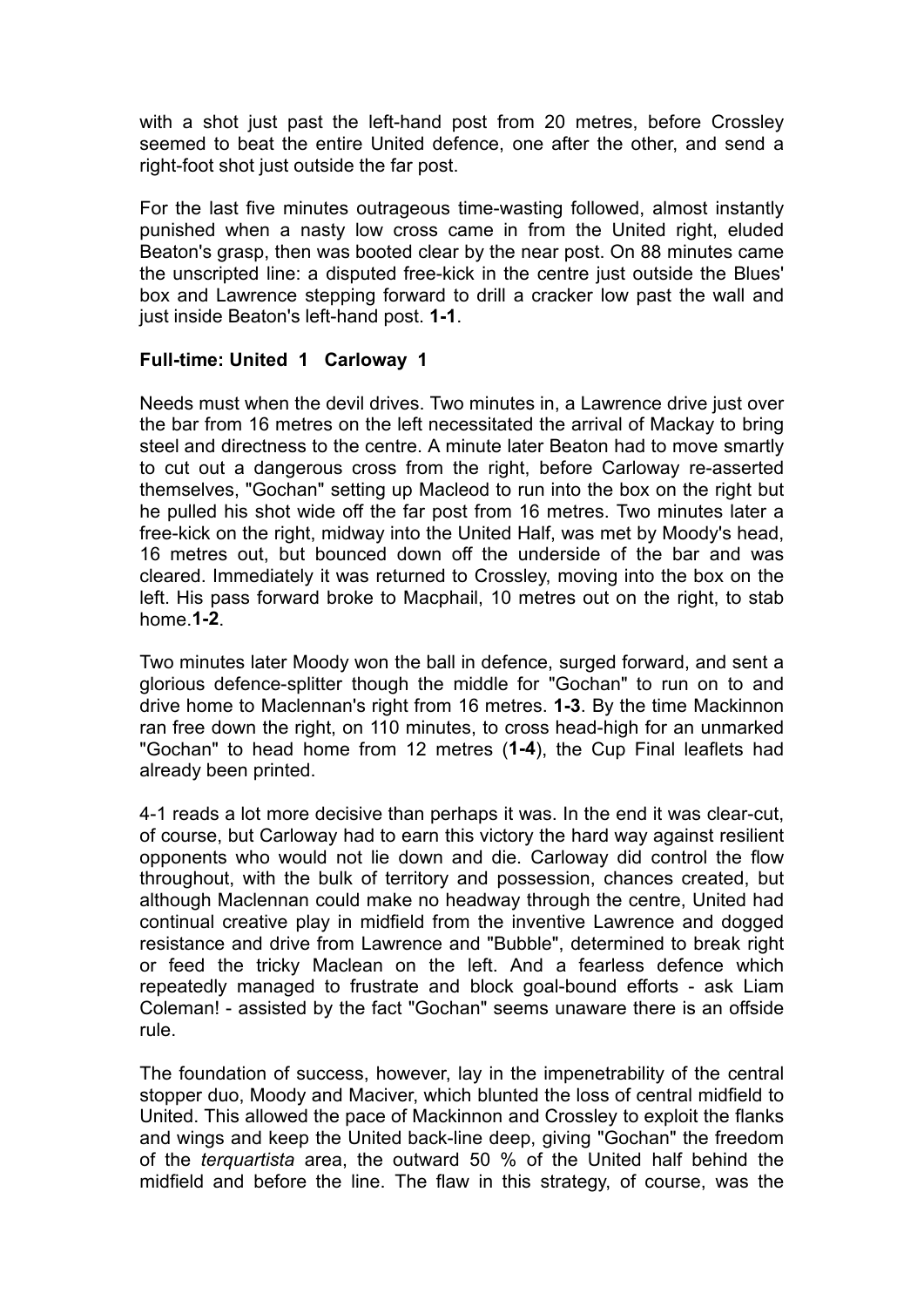with a shot just past the left-hand post from 20 metres, before Crossley seemed to beat the entire United defence, one after the other, and send a right-foot shot just outside the far post.

For the last five minutes outrageous time-wasting followed, almost instantly punished when a nasty low cross came in from the United right, eluded Beaton's grasp, then was booted clear by the near post. On 88 minutes came the unscripted line: a disputed free-kick in the centre just outside the Blues' box and Lawrence stepping forward to drill a cracker low past the wall and just inside Beaton's left-hand post. **1-1**.

**Full-time: United 1 Carloway 1**

Needs must when the devil drives. Two minutes in, a Lawrence drive just over the bar from 16 metres on the left necessitated the arrival of Mackay to bring steel and directness to the centre. A minute later Beaton had to move smartly to cut out a dangerous cross from the right, before Carloway re-asserted themselves, "Gochan" setting up Macleod to run into the box on the right but he pulled his shot wide off the far post from 16 metres. Two minutes later a free-kick on the right, midway into the United Half, was met by Moody's head, 16 metres out, but bounced down off the underside of the bar and was cleared. Immediately it was returned to Crossley, moving into the box on the left. His pass forward broke to Macphail, 10 metres out on the right, to stab home.**1-2**.

Two minutes later Moody won the ball in defence, surged forward, and sent a glorious defence-splitter though the middle for "Gochan" to run on to and drive home to Maclennan's right from 16 metres. **1-3**. By the time Mackinnon ran free down the right, on 110 minutes, to cross head-high for an unmarked "Gochan" to head home from 12 metres (**1-4**), the Cup Final leaflets had already been printed.

4-1 reads a lot more decisive than perhaps it was. In the end it was clear-cut, of course, but Carloway had to earn this victory the hard way against resilient opponents who would not lie down and die. Carloway did control the flow throughout, with the bulk of territory and possession, chances created, but although Maclennan could make no headway through the centre, United had continual creative play in midfield from the inventive Lawrence and dogged resistance and drive from Lawrence and "Bubble", determined to break right or feed the tricky Maclean on the left. And a fearless defence which repeatedly managed to frustrate and block goal-bound efforts - ask Liam Coleman! - assisted by the fact "Gochan" seems unaware there is an offside rule.

The foundation of success, however, lay in the impenetrability of the central stopper duo, Moody and Maciver, which blunted the loss of central midfield to United. This allowed the pace of Mackinnon and Crossley to exploit the flanks and wings and keep the United back-line deep, giving "Gochan" the freedom of the *terquartista* area, the outward 50 % of the United half behind the midfield and before the line. The flaw in this strategy, of course, was the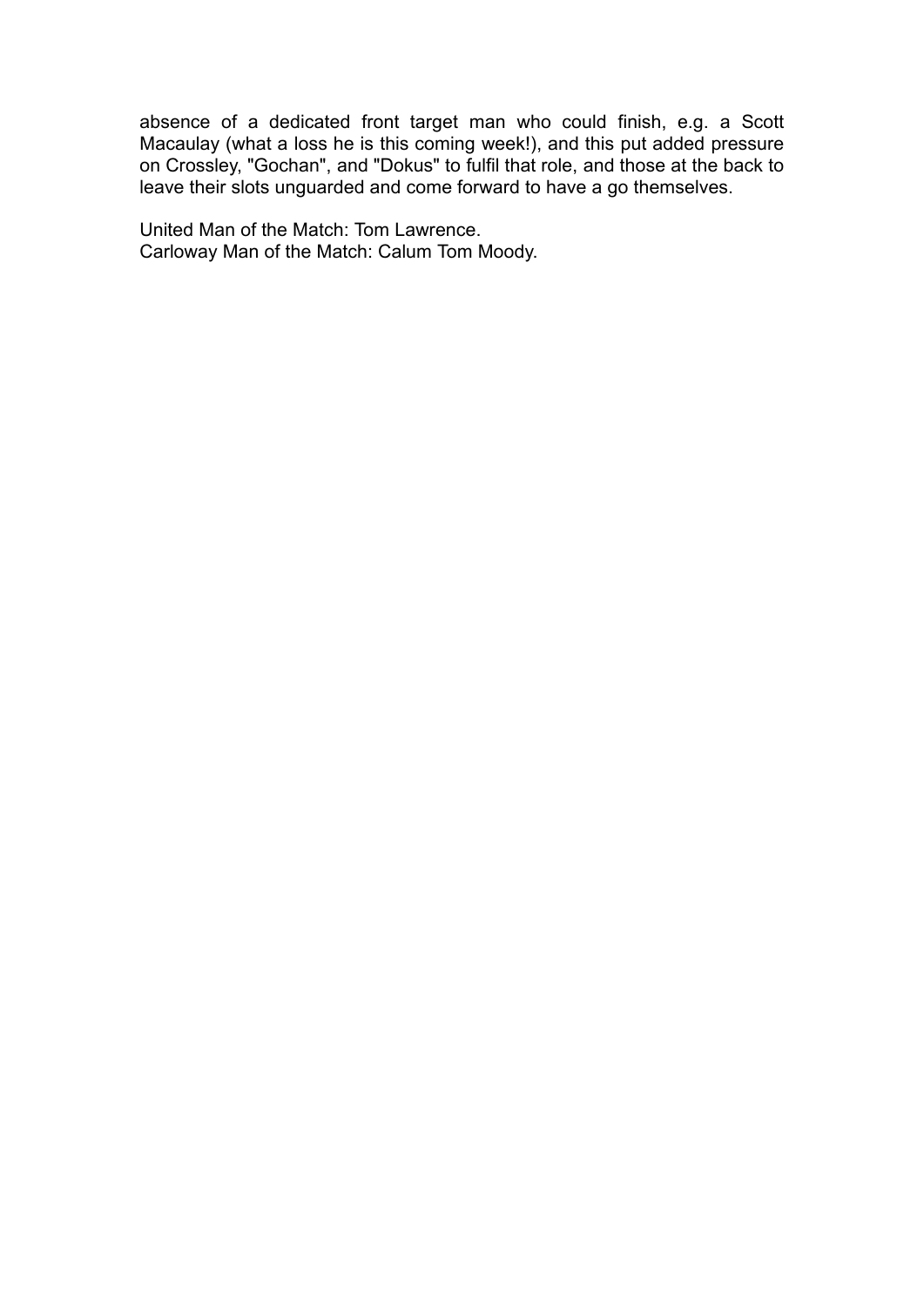absence of a dedicated front target man who could finish, e.g. a Scott Macaulay (what a loss he is this coming week!), and this put added pressure on Crossley, "Gochan", and "Dokus" to fulfil that role, and those at the back to leave their slots unguarded and come forward to have a go themselves.

United Man of the Match: Tom Lawrence.
Carloway Man of the Match: Calum Tom Moody.